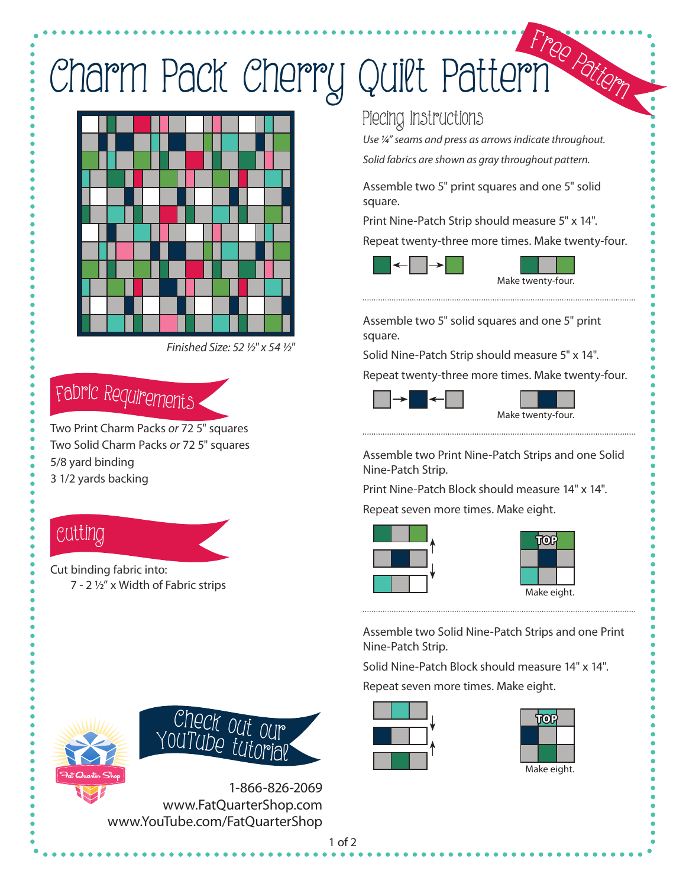# Charm Pack Cherry Quilt Pattern

Free Pattern

*Finished Size: 52 ½" x 54 ½"*

## Fabric Requirements

Two Print Charm Packs *or* 72 5" squares
Two Solid Charm Packs *or* 72 5" squares
5/8 yard binding
3 1/2 yards backing

## Cutting

Cut binding fabric into:
7 - 2 ½" x Width of Fabric strips

## Piecing Instructions

*Use ¼" seams and press as arrows indicate throughout.*

*Solid fabrics are shown as gray throughout pattern.*

Assemble two 5" print squares and one 5" solid square.

Print Nine-Patch Strip should measure 5" x 14".

Repeat twenty-three more times. Make twenty-four.

Make twenty-four.

---

Assemble two 5" solid squares and one 5" print square.

Solid Nine-Patch Strip should measure 5" x 14".

Repeat twenty-three more times. Make twenty-four.

Make twenty-four.

---

Assemble two Print Nine-Patch Strips and one Solid Nine-Patch Strip.

Print Nine-Patch Block should measure 14" x 14".

Repeat seven more times. Make eight.

TOP

Make eight.

---

Assemble two Solid Nine-Patch Strips and one Print Nine-Patch Strip.

Solid Nine-Patch Block should measure 14" x 14".

Repeat seven more times. Make eight.

TOP

Make eight.

---

Check out our YouTube tutorial

Fat Quarter Shop

1-866-826-2069
www.FatQuarterShop.com
www.YouTube.com/FatQuarterShop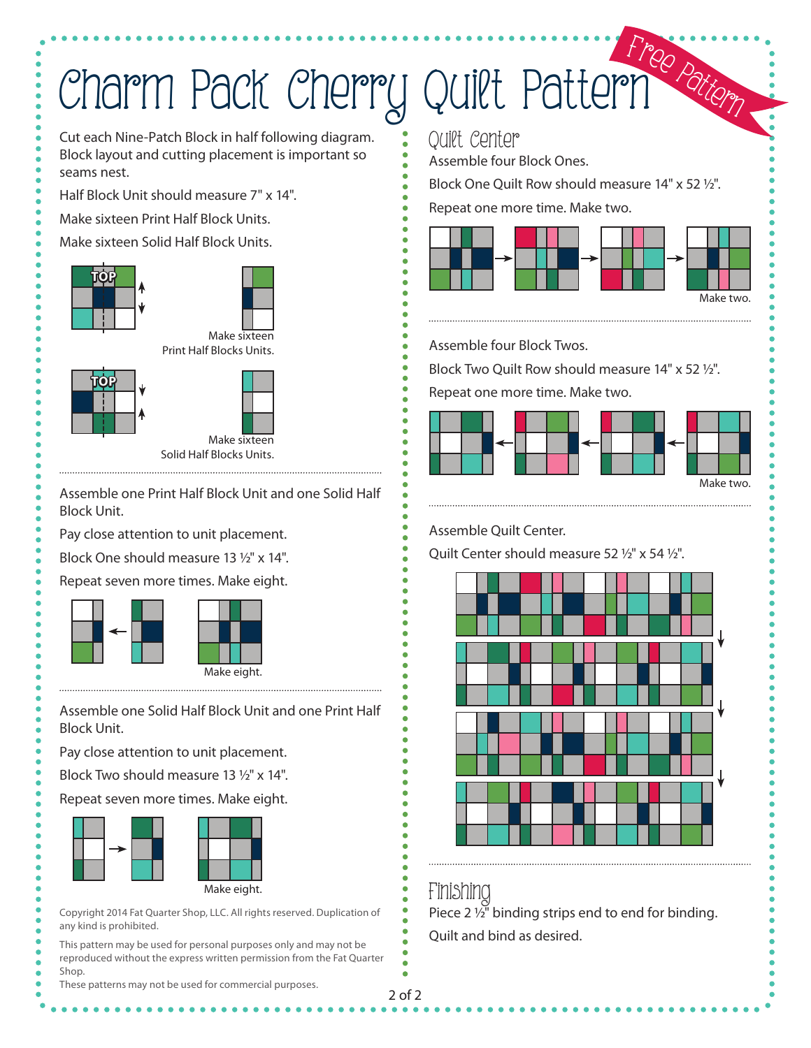# Charm Pack Cherry Quilt Pattern

Free Pattern

Cut each Nine-Patch Block in half following diagram. Block layout and cutting placement is important so seams nest.

Half Block Unit should measure 7" x 14".

Make sixteen Print Half Block Units.

Make sixteen Solid Half Block Units.

TOP

Make sixteen Print Half Blocks Units.

TOP

Make sixteen Solid Half Blocks Units.

Assemble one Print Half Block Unit and one Solid Half Block Unit.

Pay close attention to unit placement.

Block One should measure 13 ½" x 14".

Repeat seven more times. Make eight.

Make eight.

Assemble one Solid Half Block Unit and one Print Half Block Unit.

Pay close attention to unit placement.

Block Two should measure 13 ½" x 14".

Repeat seven more times. Make eight.

Make eight.

## Quilt Center

Assemble four Block Ones.

Block One Quilt Row should measure 14" x 52 ½".

Repeat one more time. Make two.

Make two.

Assemble four Block Twos.

Block Two Quilt Row should measure 14" x 52 ½".

Repeat one more time. Make two.

Make two.

Assemble Quilt Center.

Quilt Center should measure 52 ½" x 54 ½".

## Finishing

Piece 2 ½" binding strips end to end for binding.

Quilt and bind as desired.

Copyright 2014 Fat Quarter Shop, LLC. All rights reserved. Duplication of any kind is prohibited.

This pattern may be used for personal purposes only and may not be reproduced without the express written permission from the Fat Quarter Shop.

These patterns may not be used for commercial purposes.